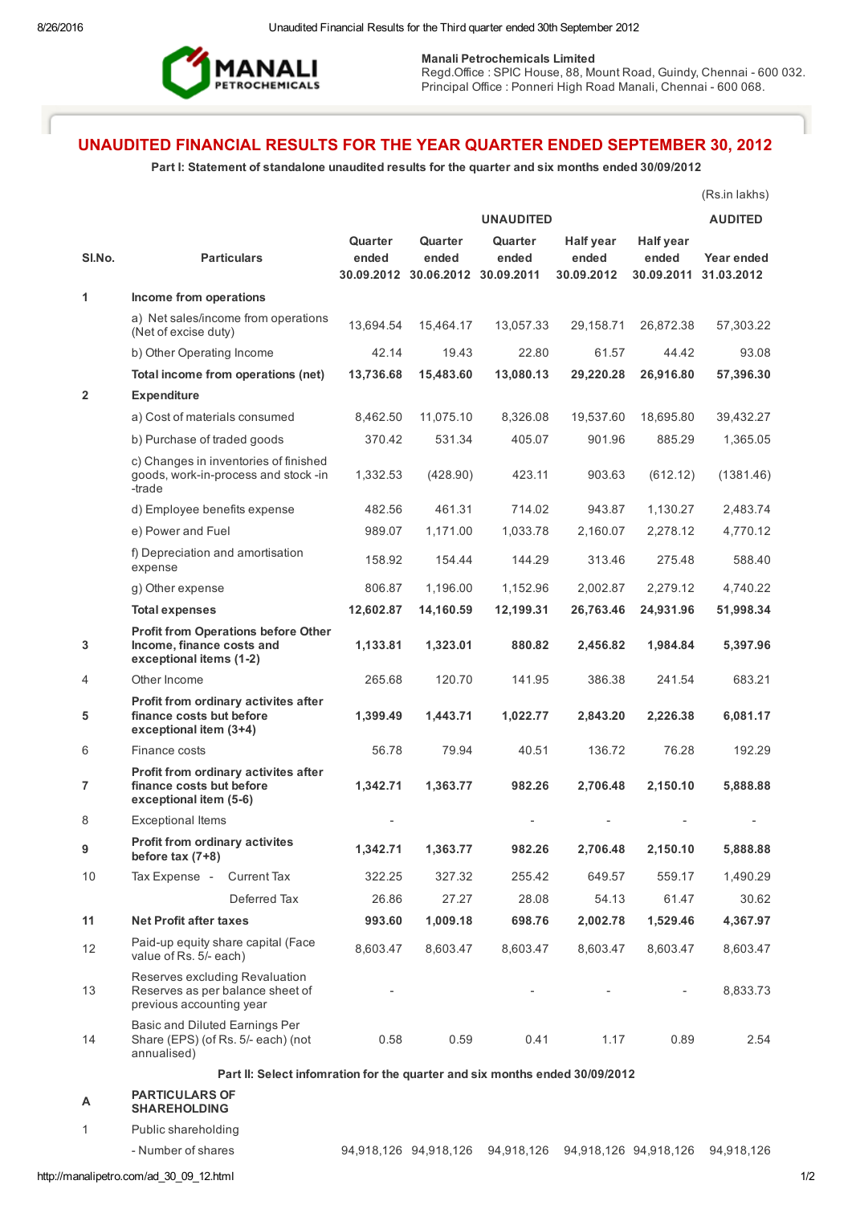MANALI PETROCHEMICALS

**Manali Petrochemicals Limited**
Regd.Office : SPIC House, 88, Mount Road, Guindy, Chennai - 600 032.
Principal Office : Ponneri High Road Manali, Chennai - 600 068.

# UNAUDITED FINANCIAL RESULTS FOR THE YEAR QUARTER ENDED SEPTEMBER 30, 2012

**Part I: Statement of standalone unaudited results for the quarter and six months ended 30/09/2012**

(Rs.in lakhs)

| | | UNAUDITED | | | | | AUDITED |
|---|---|---|---|---|---|---|---|
| **Sl.No.** | **Particulars** | **Quarter ended 30.09.2012** | **Quarter ended 30.06.2012** | **Quarter ended 30.09.2011** | **Half year ended 30.09.2012** | **Half year ended 30.09.2011** | **Year ended 31.03.2012** |
| 1 | **Income from operations** | | | | | | |
| | a) Net sales/income from operations (Net of excise duty) | 13,694.54 | 15,464.17 | 13,057.33 | 29,158.71 | 26,872.38 | 57,303.22 |
| | b) Other Operating Income | 42.14 | 19.43 | 22.80 | 61.57 | 44.42 | 93.08 |
| | **Total income from operations (net)** | **13,736.68** | **15,483.60** | **13,080.13** | **29,220.28** | **26,916.80** | **57,396.30** |
| 2 | **Expenditure** | | | | | | |
| | a) Cost of materials consumed | 8,462.50 | 11,075.10 | 8,326.08 | 19,537.60 | 18,695.80 | 39,432.27 |
| | b) Purchase of traded goods | 370.42 | 531.34 | 405.07 | 901.96 | 885.29 | 1,365.05 |
| | c) Changes in inventories of finished goods, work-in-process and stock -in -trade | 1,332.53 | (428.90) | 423.11 | 903.63 | (612.12) | (1381.46) |
| | d) Employee benefits expense | 482.56 | 461.31 | 714.02 | 943.87 | 1,130.27 | 2,483.74 |
| | e) Power and Fuel | 989.07 | 1,171.00 | 1,033.78 | 2,160.07 | 2,278.12 | 4,770.12 |
| | f) Depreciation and amortisation expense | 158.92 | 154.44 | 144.29 | 313.46 | 275.48 | 588.40 |
| | g) Other expense | 806.87 | 1,196.00 | 1,152.96 | 2,002.87 | 2,279.12 | 4,740.22 |
| | **Total expenses** | **12,602.87** | **14,160.59** | **12,199.31** | **26,763.46** | **24,931.96** | **51,998.34** |
| 3 | **Profit from Operations before Other Income, finance costs and exceptional items (1-2)** | **1,133.81** | **1,323.01** | **880.82** | **2,456.82** | **1,984.84** | **5,397.96** |
| 4 | Other Income | 265.68 | 120.70 | 141.95 | 386.38 | 241.54 | 683.21 |
| 5 | **Profit from ordinary activites after finance costs but before exceptional item (3+4)** | **1,399.49** | **1,443.71** | **1,022.77** | **2,843.20** | **2,226.38** | **6,081.17** |
| 6 | Finance costs | 56.78 | 79.94 | 40.51 | 136.72 | 76.28 | 192.29 |
| 7 | **Profit from ordinary activites after finance costs but before exceptional item (5-6)** | **1,342.71** | **1,363.77** | **982.26** | **2,706.48** | **2,150.10** | **5,888.88** |
| 8 | Exceptional Items | - | | - | - | - | - |
| 9 | **Profit from ordinary activites before tax (7+8)** | **1,342.71** | **1,363.77** | **982.26** | **2,706.48** | **2,150.10** | **5,888.88** |
| 10 | Tax Expense - Current Tax | 322.25 | 327.32 | 255.42 | 649.57 | 559.17 | 1,490.29 |
| | Deferred Tax | 26.86 | 27.27 | 28.08 | 54.13 | 61.47 | 30.62 |
| 11 | **Net Profit after taxes** | **993.60** | **1,009.18** | **698.76** | **2,002.78** | **1,529.46** | **4,367.97** |
| 12 | Paid-up equity share capital (Face value of Rs. 5/- each) | 8,603.47 | 8,603.47 | 8,603.47 | 8,603.47 | 8,603.47 | 8,603.47 |
| 13 | Reserves excluding Revaluation Reserves as per balance sheet of previous accounting year | - | | - | - | - | 8,833.73 |
| 14 | Basic and Diluted Earnings Per Share (EPS) (of Rs. 5/- each) (not annualised) | 0.58 | 0.59 | 0.41 | 1.17 | 0.89 | 2.54 |

**Part II: Select infomration for the quarter and six months ended 30/09/2012**

| | | | | | | | |
|---|---|---|---|---|---|---|---|
| **A** | **PARTICULARS OF SHAREHOLDING** | | | | | | |
| 1 | Public shareholding | | | | | | |
| | - Number of shares | 94,918,126 | 94,918,126 | 94,918,126 | 94,918,126 | 94,918,126 | 94,918,126 |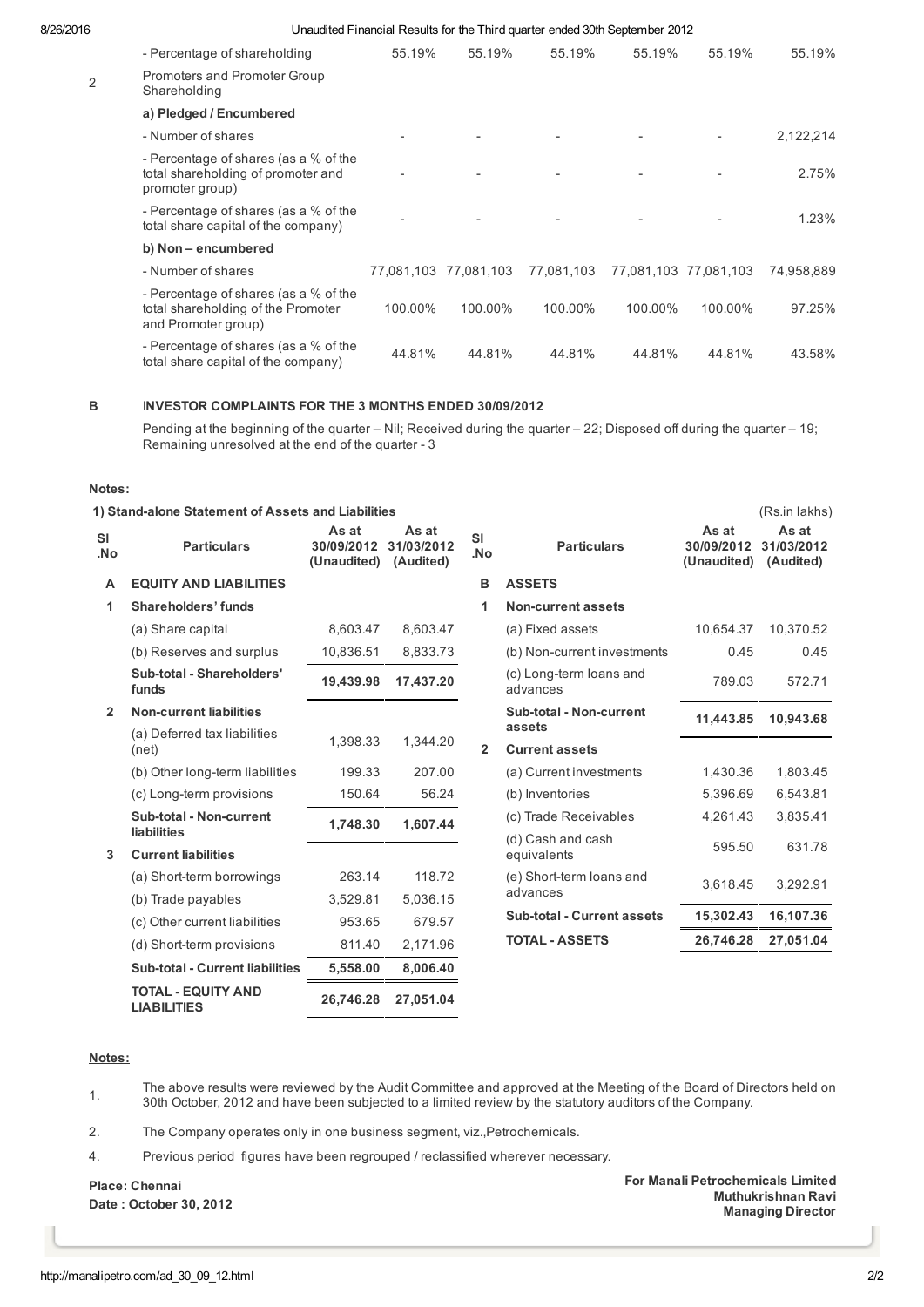| | | | | | | | |
|---|---|---|---|---|---|---|---|
| | - Percentage of shareholding | 55.19% | 55.19% | 55.19% | 55.19% | 55.19% | 55.19% |
| 2 | Promoters and Promoter Group Shareholding | | | | | | |
| | **a) Pledged / Encumbered** | | | | | | |
| | - Number of shares | - | - | - | - | - | 2,122,214 |
| | - Percentage of shares (as a % of the total shareholding of promoter and promoter group) | - | - | - | - | - | 2.75% |
| | - Percentage of shares (as a % of the total share capital of the company) | - | - | - | - | - | 1.23% |
| | **b) Non – encumbered** | | | | | | |
| | - Number of shares | 77,081,103 | 77,081,103 | 77,081,103 | 77,081,103 | 77,081,103 | 74,958,889 |
| | - Percentage of shares (as a % of the total shareholding of the Promoter and Promoter group) | 100.00% | 100.00% | 100.00% | 100.00% | 100.00% | 97.25% |
| | - Percentage of shares (as a % of the total share capital of the company) | 44.81% | 44.81% | 44.81% | 44.81% | 44.81% | 43.58% |

**B INVESTOR COMPLAINTS FOR THE 3 MONTHS ENDED 30/09/2012**

Pending at the beginning of the quarter – Nil; Received during the quarter – 22; Disposed off during the quarter – 19; Remaining unresolved at the end of the quarter - 3

**Notes:**

**1) Stand-alone Statement of Assets and Liabilities** (Rs.in lakhs)

| Sl .No | Particulars | As at 30/09/2012 (Unaudited) | As at 31/03/2012 (Audited) |
|---|---|---|---|
| **A** | **EQUITY AND LIABILITIES** | | |
| **1** | **Shareholders' funds** | | |
| | (a) Share capital | 8,603.47 | 8,603.47 |
| | (b) Reserves and surplus | 10,836.51 | 8,833.73 |
| | **Sub-total - Shareholders' funds** | **19,439.98** | **17,437.20** |
| **2** | **Non-current liabilities** | | |
| | (a) Deferred tax liabilities (net) | 1,398.33 | 1,344.20 |
| | (b) Other long-term liabilities | 199.33 | 207.00 |
| | (c) Long-term provisions | 150.64 | 56.24 |
| | **Sub-total - Non-current liabilities** | **1,748.30** | **1,607.44** |
| **3** | **Current liabilities** | | |
| | (a) Short-term borrowings | 263.14 | 118.72 |
| | (b) Trade payables | 3,529.81 | 5,036.15 |
| | (c) Other current liabilities | 953.65 | 679.57 |
| | (d) Short-term provisions | 811.40 | 2,171.96 |
| | **Sub-total - Current liabilities** | **5,558.00** | **8,006.40** |
| | **TOTAL - EQUITY AND LIABILITIES** | **26,746.28** | **27,051.04** |
| **B** | **ASSETS** | | |
| **1** | **Non-current assets** | | |
| | (a) Fixed assets | 10,654.37 | 10,370.52 |
| | (b) Non-current investments | 0.45 | 0.45 |
| | (c) Long-term loans and advances | 789.03 | 572.71 |
| | **Sub-total - Non-current assets** | **11,443.85** | **10,943.68** |
| **2** | **Current assets** | | |
| | (a) Current investments | 1,430.36 | 1,803.45 |
| | (b) Inventories | 5,396.69 | 6,543.81 |
| | (c) Trade Receivables | 4,261.43 | 3,835.41 |
| | (d) Cash and cash equivalents | 595.50 | 631.78 |
| | (e) Short-term loans and advances | 3,618.45 | 3,292.91 |
| | **Sub-total - Current assets** | **15,302.43** | **16,107.36** |
| | **TOTAL - ASSETS** | **26,746.28** | **27,051.04** |

**Notes:**

1. The above results were reviewed by the Audit Committee and approved at the Meeting of the Board of Directors held on 30th October, 2012 and have been subjected to a limited review by the statutory auditors of the Company.
2. The Company operates only in one business segment, viz.,Petrochemicals.
4. Previous period figures have been regrouped / reclassified wherever necessary.

**Place: Chennai**
**Date : October 30, 2012**

**For Manali Petrochemicals Limited**
**Muthukrishnan Ravi**
**Managing Director**